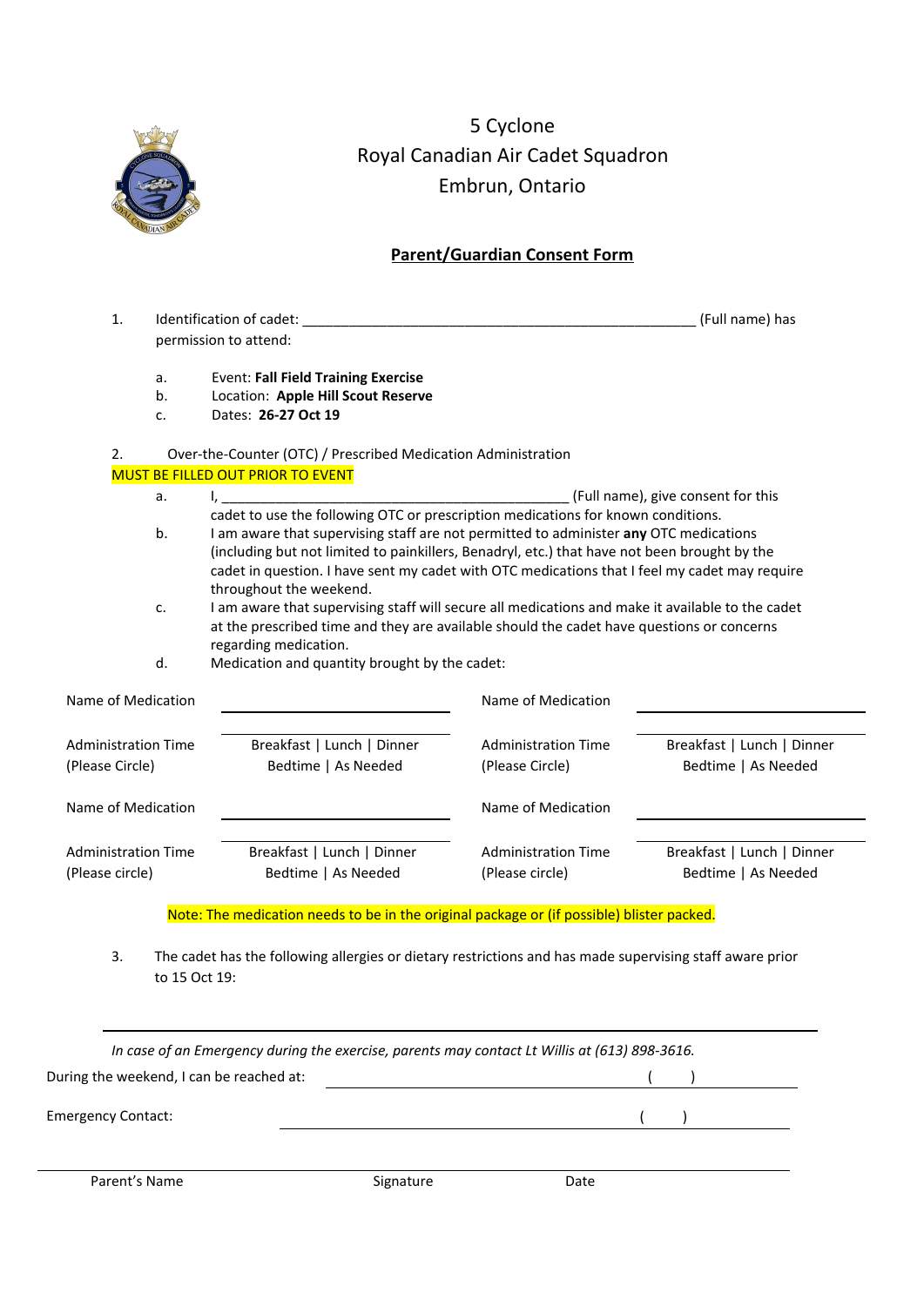5 Cyclone
Royal Canadian Air Cadet Squadron
Embrun, Ontario

## Parent/Guardian Consent Form

1. Identification of cadet: ___________________________________________________ (Full name) has permission to attend:

   a. Event: **Fall Field Training Exercise**
   b. Location: **Apple Hill Scout Reserve**
   c. Dates: **26-27 Oct 19**

2. Over-the-Counter (OTC) / Prescribed Medication Administration

MUST BE FILLED OUT PRIOR TO EVENT

   a. I, _____________________________________________ (Full name), give consent for this cadet to use the following OTC or prescription medications for known conditions.
   b. I am aware that supervising staff are not permitted to administer **any** OTC medications (including but not limited to painkillers, Benadryl, etc.) that have not been brought by the cadet in question. I have sent my cadet with OTC medications that I feel my cadet may require throughout the weekend.
   c. I am aware that supervising staff will secure all medications and make it available to the cadet at the prescribed time and they are available should the cadet have questions or concerns regarding medication.
   d. Medication and quantity brought by the cadet:

| | | | |
|---|---|---|---|
| Name of Medication | ______________ | Name of Medication | ______________ |
| Administration Time (Please Circle) | Breakfast \| Lunch \| Dinner Bedtime \| As Needed | Administration Time (Please Circle) | Breakfast \| Lunch \| Dinner Bedtime \| As Needed |
| Name of Medication | ______________ | Name of Medication | ______________ |
| Administration Time (Please circle) | Breakfast \| Lunch \| Dinner Bedtime \| As Needed | Administration Time (Please circle) | Breakfast \| Lunch \| Dinner Bedtime \| As Needed |

Note: The medication needs to be in the original package or (if possible) blister packed.

3. The cadet has the following allergies or dietary restrictions and has made supervising staff aware prior to 15 Oct 19:

______________________________________________________________

*In case of an Emergency during the exercise, parents may contact Lt Willis at (613) 898-3616.*

During the weekend, I can be reached at: ______________________________ (    ) __________

Emergency Contact: ______________________________ (    ) __________

______________________________________________________________

Parent's Name | Signature | Date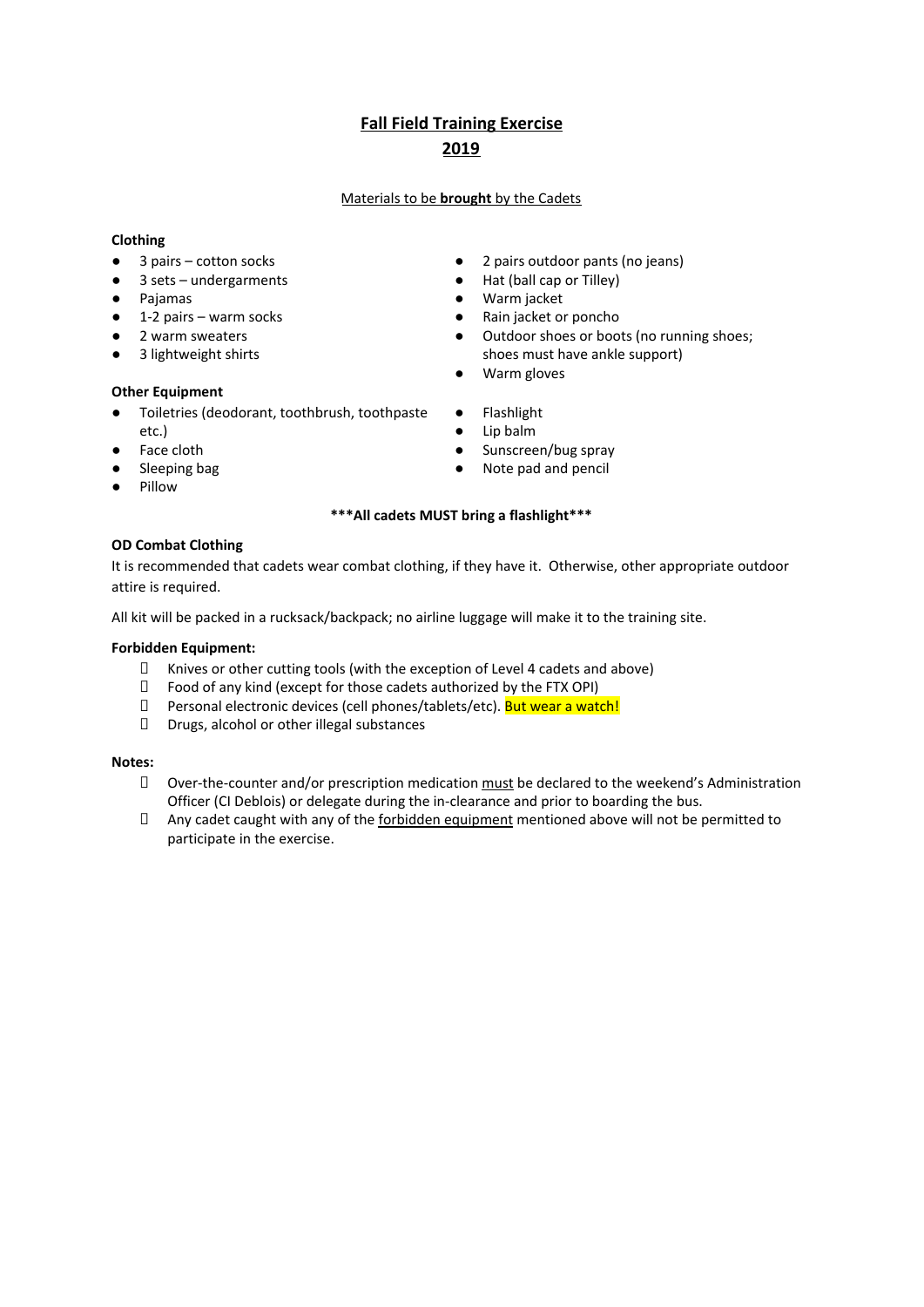# Fall Field Training Exercise 2019

Materials to be **brought** by the Cadets

**Clothing**

- 3 pairs – cotton socks
- 3 sets – undergarments
- Pajamas
- 1-2 pairs – warm socks
- 2 warm sweaters
- 3 lightweight shirts
- 2 pairs outdoor pants (no jeans)
- Hat (ball cap or Tilley)
- Warm jacket
- Rain jacket or poncho
- Outdoor shoes or boots (no running shoes; shoes must have ankle support)
- Warm gloves

**Other Equipment**

- Toiletries (deodorant, toothbrush, toothpaste etc.)
- Face cloth
- Sleeping bag
- Pillow
- Flashlight
- Lip balm
- Sunscreen/bug spray
- Note pad and pencil

**\*\*\*All cadets MUST bring a flashlight\*\*\***

**OD Combat Clothing**

It is recommended that cadets wear combat clothing, if they have it. Otherwise, other appropriate outdoor attire is required.

All kit will be packed in a rucksack/backpack; no airline luggage will make it to the training site.

**Forbidden Equipment:**

- Knives or other cutting tools (with the exception of Level 4 cadets and above)
- Food of any kind (except for those cadets authorized by the FTX OPI)
- Personal electronic devices (cell phones/tablets/etc). But wear a watch!
- Drugs, alcohol or other illegal substances

**Notes:**

- Over-the-counter and/or prescription medication must be declared to the weekend's Administration Officer (CI Deblois) or delegate during the in-clearance and prior to boarding the bus.
- Any cadet caught with any of the forbidden equipment mentioned above will not be permitted to participate in the exercise.